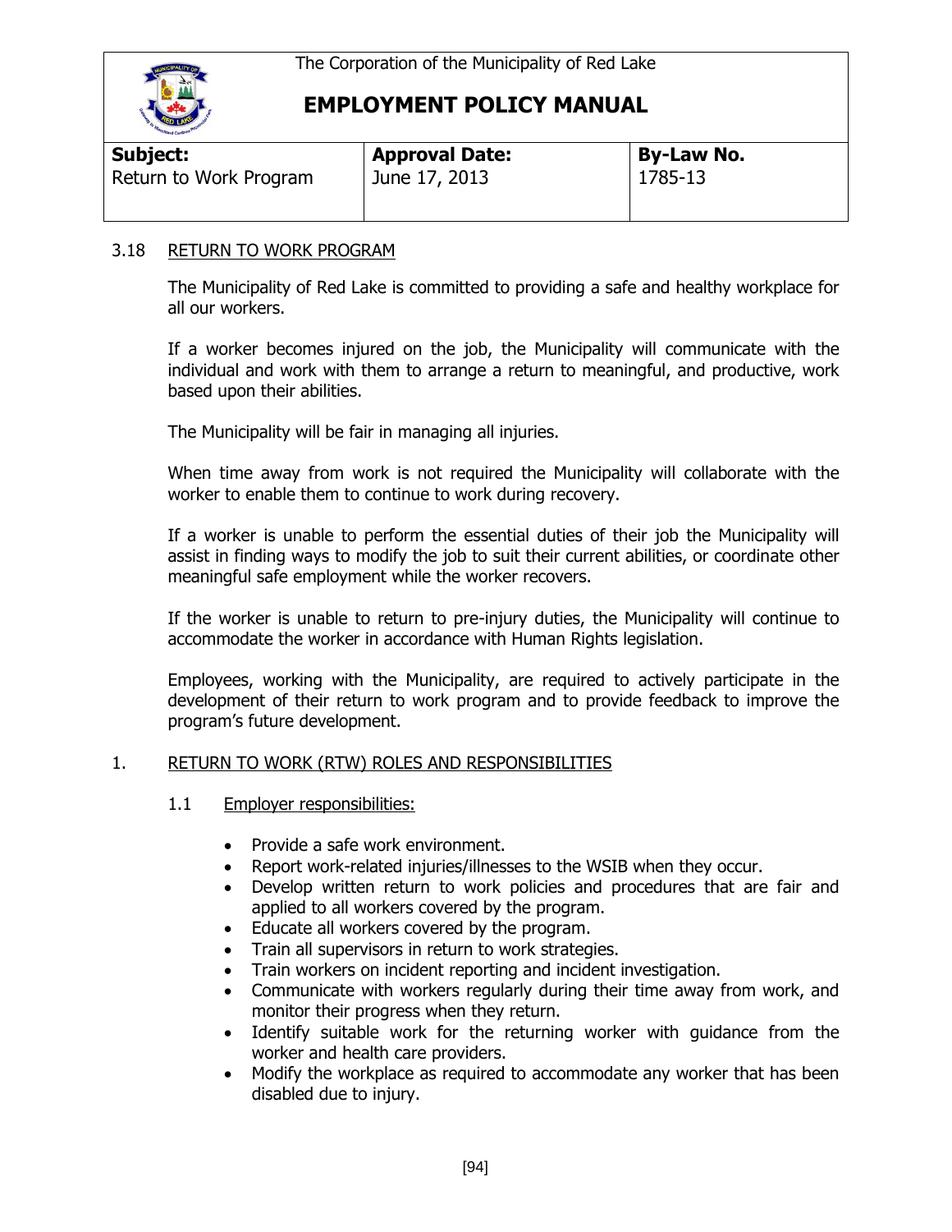The Corporation of the Municipality of Red Lake

# EMPLOYMENT POLICY MANUAL

| Subject: | Approval Date: | By-Law No. |
|---|---|---|
| Return to Work Program | June 17, 2013 | 1785-13 |

## 3.18 RETURN TO WORK PROGRAM

The Municipality of Red Lake is committed to providing a safe and healthy workplace for all our workers.

If a worker becomes injured on the job, the Municipality will communicate with the individual and work with them to arrange a return to meaningful, and productive, work based upon their abilities.

The Municipality will be fair in managing all injuries.

When time away from work is not required the Municipality will collaborate with the worker to enable them to continue to work during recovery.

If a worker is unable to perform the essential duties of their job the Municipality will assist in finding ways to modify the job to suit their current abilities, or coordinate other meaningful safe employment while the worker recovers.

If the worker is unable to return to pre-injury duties, the Municipality will continue to accommodate the worker in accordance with Human Rights legislation.

Employees, working with the Municipality, are required to actively participate in the development of their return to work program and to provide feedback to improve the program's future development.

## 1. RETURN TO WORK (RTW) ROLES AND RESPONSIBILITIES

### 1.1 Employer responsibilities:

- Provide a safe work environment.
- Report work-related injuries/illnesses to the WSIB when they occur.
- Develop written return to work policies and procedures that are fair and applied to all workers covered by the program.
- Educate all workers covered by the program.
- Train all supervisors in return to work strategies.
- Train workers on incident reporting and incident investigation.
- Communicate with workers regularly during their time away from work, and monitor their progress when they return.
- Identify suitable work for the returning worker with guidance from the worker and health care providers.
- Modify the workplace as required to accommodate any worker that has been disabled due to injury.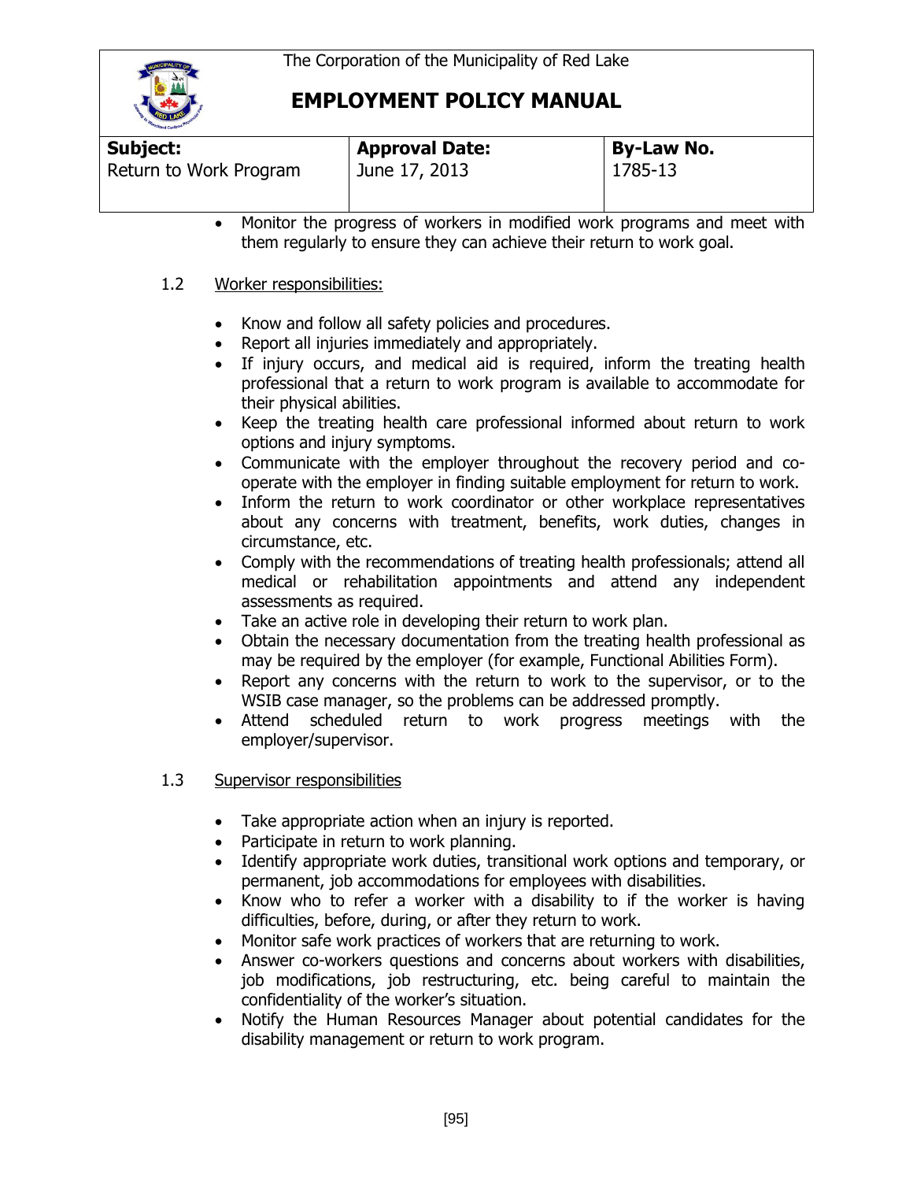- Monitor the progress of workers in modified work programs and meet with them regularly to ensure they can achieve their return to work goal.

1.2 Worker responsibilities:

- Know and follow all safety policies and procedures.
- Report all injuries immediately and appropriately.
- If injury occurs, and medical aid is required, inform the treating health professional that a return to work program is available to accommodate for their physical abilities.
- Keep the treating health care professional informed about return to work options and injury symptoms.
- Communicate with the employer throughout the recovery period and co-operate with the employer in finding suitable employment for return to work.
- Inform the return to work coordinator or other workplace representatives about any concerns with treatment, benefits, work duties, changes in circumstance, etc.
- Comply with the recommendations of treating health professionals; attend all medical or rehabilitation appointments and attend any independent assessments as required.
- Take an active role in developing their return to work plan.
- Obtain the necessary documentation from the treating health professional as may be required by the employer (for example, Functional Abilities Form).
- Report any concerns with the return to work to the supervisor, or to the WSIB case manager, so the problems can be addressed promptly.
- Attend scheduled return to work progress meetings with the employer/supervisor.

1.3 Supervisor responsibilities

- Take appropriate action when an injury is reported.
- Participate in return to work planning.
- Identify appropriate work duties, transitional work options and temporary, or permanent, job accommodations for employees with disabilities.
- Know who to refer a worker with a disability to if the worker is having difficulties, before, during, or after they return to work.
- Monitor safe work practices of workers that are returning to work.
- Answer co-workers questions and concerns about workers with disabilities, job modifications, job restructuring, etc. being careful to maintain the confidentiality of the worker's situation.
- Notify the Human Resources Manager about potential candidates for the disability management or return to work program.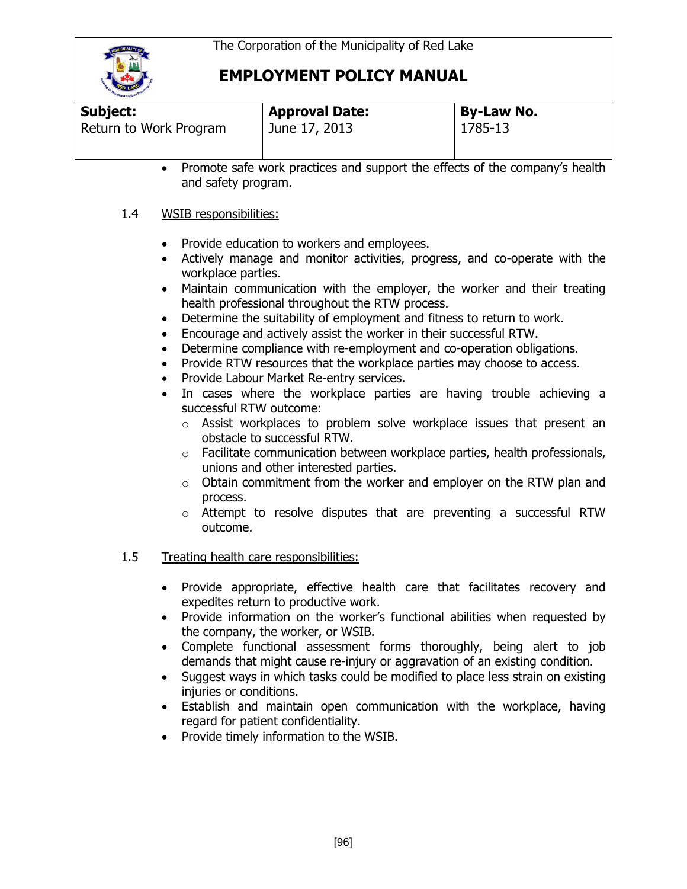- Promote safe work practices and support the effects of the company's health and safety program.

1.4 <u>WSIB responsibilities:</u>

- Provide education to workers and employees.
- Actively manage and monitor activities, progress, and co-operate with the workplace parties.
- Maintain communication with the employer, the worker and their treating health professional throughout the RTW process.
- Determine the suitability of employment and fitness to return to work.
- Encourage and actively assist the worker in their successful RTW.
- Determine compliance with re-employment and co-operation obligations.
- Provide RTW resources that the workplace parties may choose to access.
- Provide Labour Market Re-entry services.
- In cases where the workplace parties are having trouble achieving a successful RTW outcome:
  - Assist workplaces to problem solve workplace issues that present an obstacle to successful RTW.
  - Facilitate communication between workplace parties, health professionals, unions and other interested parties.
  - Obtain commitment from the worker and employer on the RTW plan and process.
  - Attempt to resolve disputes that are preventing a successful RTW outcome.

1.5 <u>Treating health care responsibilities:</u>

- Provide appropriate, effective health care that facilitates recovery and expedites return to productive work.
- Provide information on the worker's functional abilities when requested by the company, the worker, or WSIB.
- Complete functional assessment forms thoroughly, being alert to job demands that might cause re-injury or aggravation of an existing condition.
- Suggest ways in which tasks could be modified to place less strain on existing injuries or conditions.
- Establish and maintain open communication with the workplace, having regard for patient confidentiality.
- Provide timely information to the WSIB.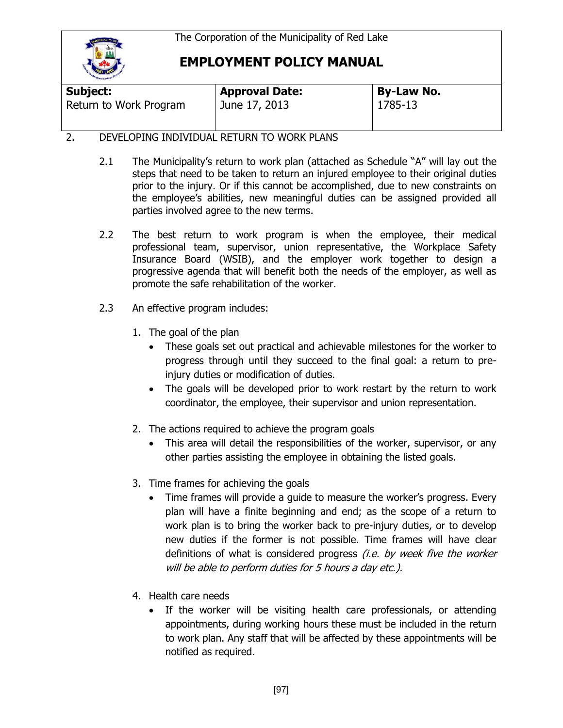The Corporation of the Municipality of Red Lake

# EMPLOYMENT POLICY MANUAL

| **Subject:** | **Approval Date:** | **By-Law No.** |
|---|---|---|
| Return to Work Program | June 17, 2013 | 1785-13 |

## 2. DEVELOPING INDIVIDUAL RETURN TO WORK PLANS

2.1 The Municipality's return to work plan (attached as Schedule "A" will lay out the steps that need to be taken to return an injured employee to their original duties prior to the injury. Or if this cannot be accomplished, due to new constraints on the employee's abilities, new meaningful duties can be assigned provided all parties involved agree to the new terms.

2.2 The best return to work program is when the employee, their medical professional team, supervisor, union representative, the Workplace Safety Insurance Board (WSIB), and the employer work together to design a progressive agenda that will benefit both the needs of the employer, as well as promote the safe rehabilitation of the worker.

2.3 An effective program includes:

1. The goal of the plan
   - These goals set out practical and achievable milestones for the worker to progress through until they succeed to the final goal: a return to pre-injury duties or modification of duties.
   - The goals will be developed prior to work restart by the return to work coordinator, the employee, their supervisor and union representation.

2. The actions required to achieve the program goals
   - This area will detail the responsibilities of the worker, supervisor, or any other parties assisting the employee in obtaining the listed goals.

3. Time frames for achieving the goals
   - Time frames will provide a guide to measure the worker's progress. Every plan will have a finite beginning and end; as the scope of a return to work plan is to bring the worker back to pre-injury duties, or to develop new duties if the former is not possible. Time frames will have clear definitions of what is considered progress *(i.e. by week five the worker will be able to perform duties for 5 hours a day etc.).*

4. Health care needs
   - If the worker will be visiting health care professionals, or attending appointments, during working hours these must be included in the return to work plan. Any staff that will be affected by these appointments will be notified as required.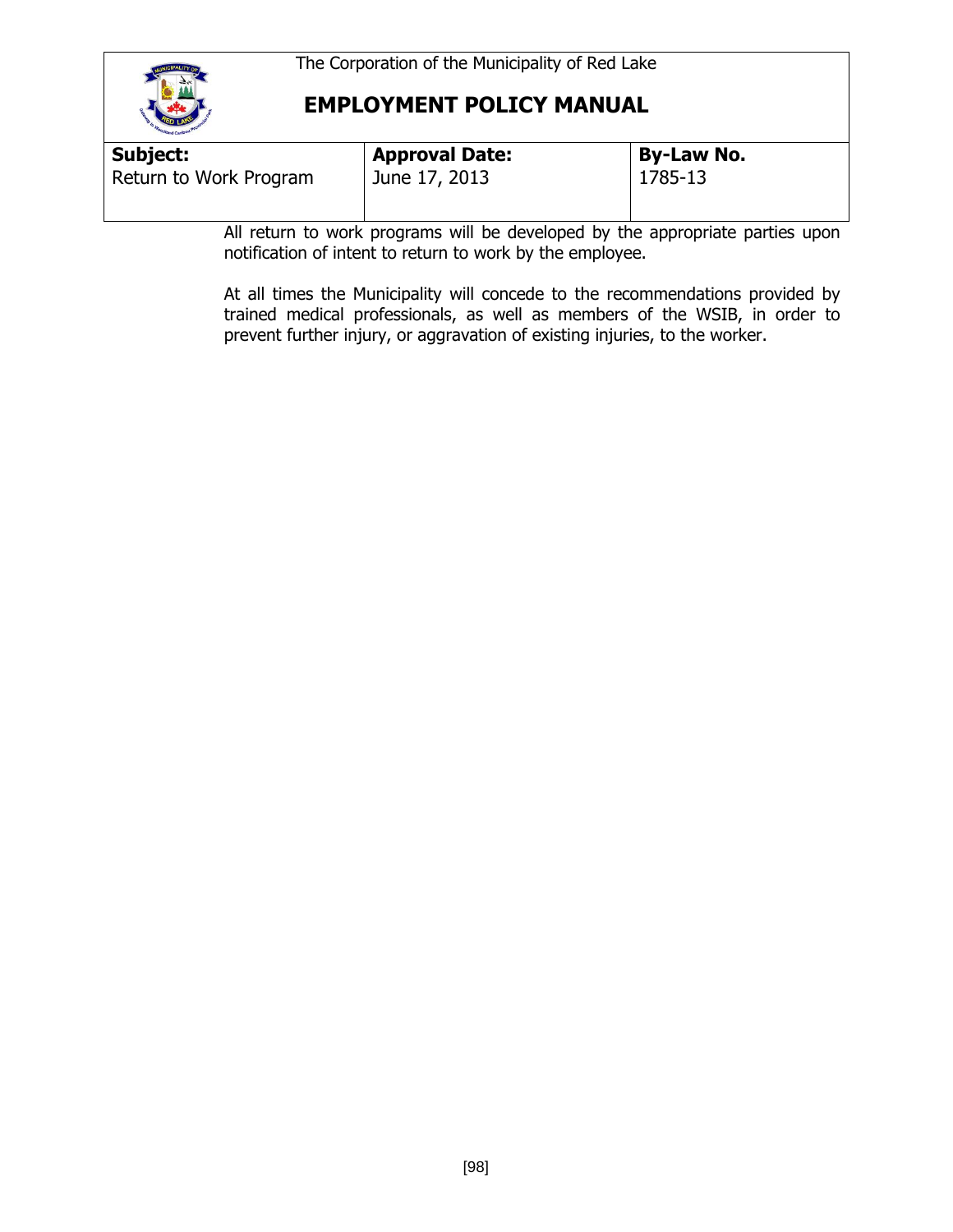The Corporation of the Municipality of Red Lake

# EMPLOYMENT POLICY MANUAL

| **Subject:** Return to Work Program | **Approval Date:** June 17, 2013 | **By-Law No.** 1785-13 |
|---|---|---|

All return to work programs will be developed by the appropriate parties upon notification of intent to return to work by the employee.

At all times the Municipality will concede to the recommendations provided by trained medical professionals, as well as members of the WSIB, in order to prevent further injury, or aggravation of existing injuries, to the worker.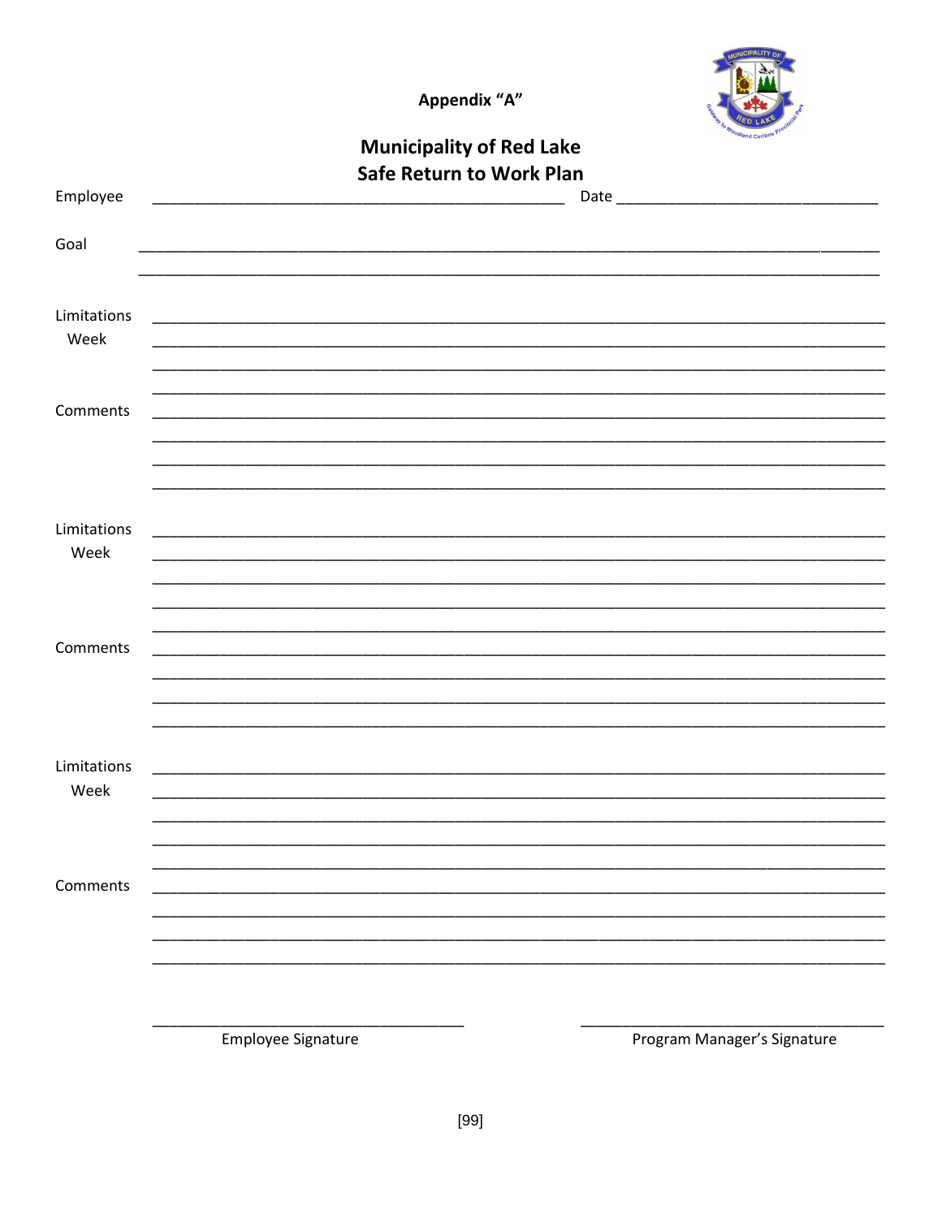Appendix "A"

**Municipality of Red Lake**
**Safe Return to Work Plan**

Employee ______________________________________________ Date ______________________________

Goal ____________________________________________________________________________________
____________________________________________________________________________________

Limitations Week ____________________________________________________________________________________
____________________________________________________________________________________
____________________________________________________________________________________
____________________________________________________________________________________

Comments ____________________________________________________________________________________
____________________________________________________________________________________
____________________________________________________________________________________
____________________________________________________________________________________

Limitations Week ____________________________________________________________________________________
____________________________________________________________________________________
____________________________________________________________________________________
____________________________________________________________________________________
____________________________________________________________________________________

Comments ____________________________________________________________________________________
____________________________________________________________________________________
____________________________________________________________________________________
____________________________________________________________________________________

Limitations Week ____________________________________________________________________________________
____________________________________________________________________________________
____________________________________________________________________________________
____________________________________________________________________________________
____________________________________________________________________________________

Comments ____________________________________________________________________________________
____________________________________________________________________________________
____________________________________________________________________________________
____________________________________________________________________________________

____________________________________ ____________________________________
Employee Signature Program Manager's Signature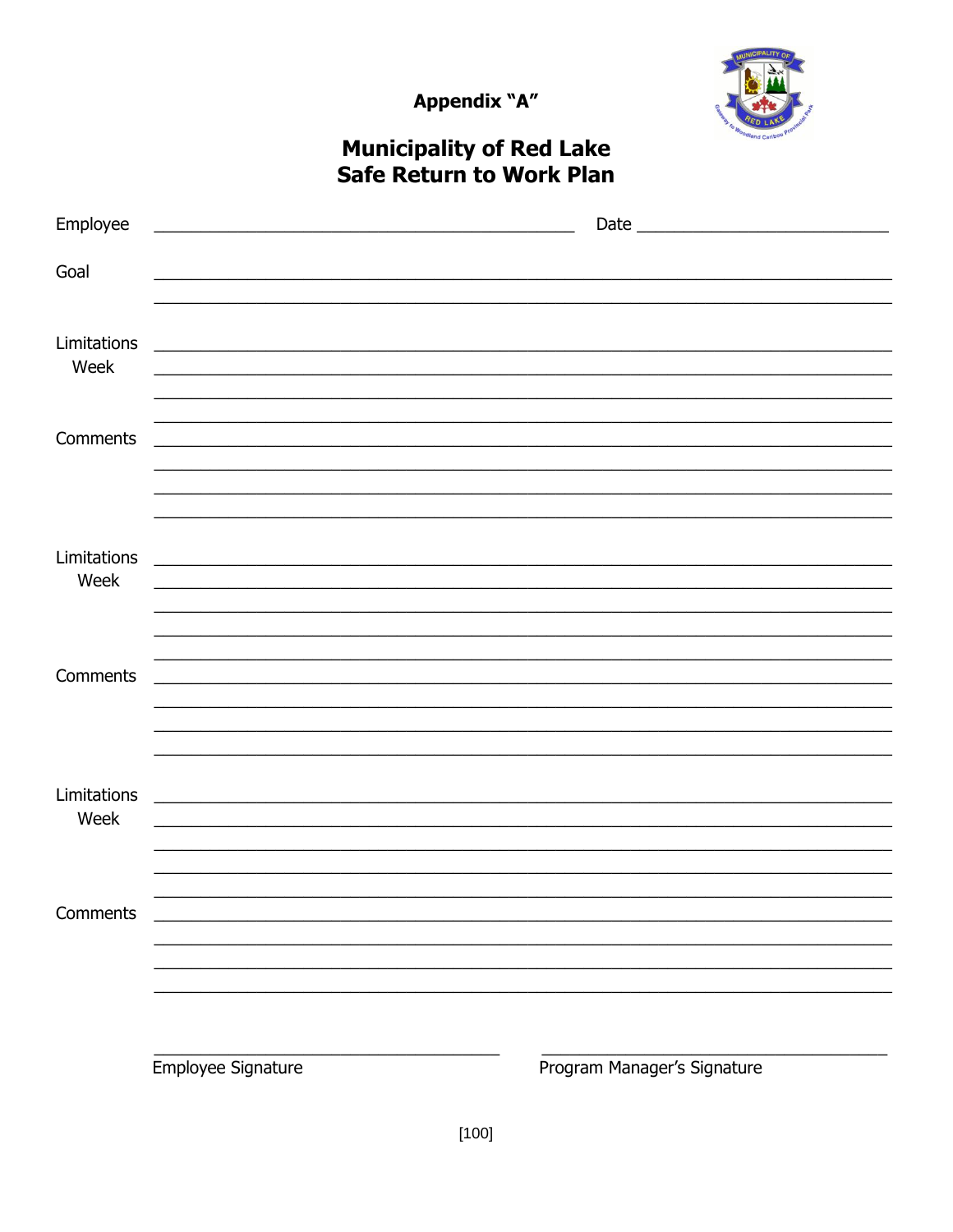**Appendix "A"**

# Municipality of Red Lake
# Safe Return to Work Plan

Employee ______________________________________________ Date ____________________________

Goal ________________________________________________________________________________

________________________________________________________________________________

Limitations Week ________________________________________________________________________________

________________________________________________________________________________

________________________________________________________________________________

________________________________________________________________________________

Comments ________________________________________________________________________________

________________________________________________________________________________

________________________________________________________________________________

________________________________________________________________________________

Limitations Week ________________________________________________________________________________

________________________________________________________________________________

________________________________________________________________________________

________________________________________________________________________________

________________________________________________________________________________

Comments ________________________________________________________________________________

________________________________________________________________________________

________________________________________________________________________________

________________________________________________________________________________

Limitations Week ________________________________________________________________________________

________________________________________________________________________________

________________________________________________________________________________

________________________________________________________________________________

________________________________________________________________________________

Comments ________________________________________________________________________________

________________________________________________________________________________

________________________________________________________________________________

________________________________________________________________________________

_______________________________________ _______________________________________

Employee Signature Program Manager's Signature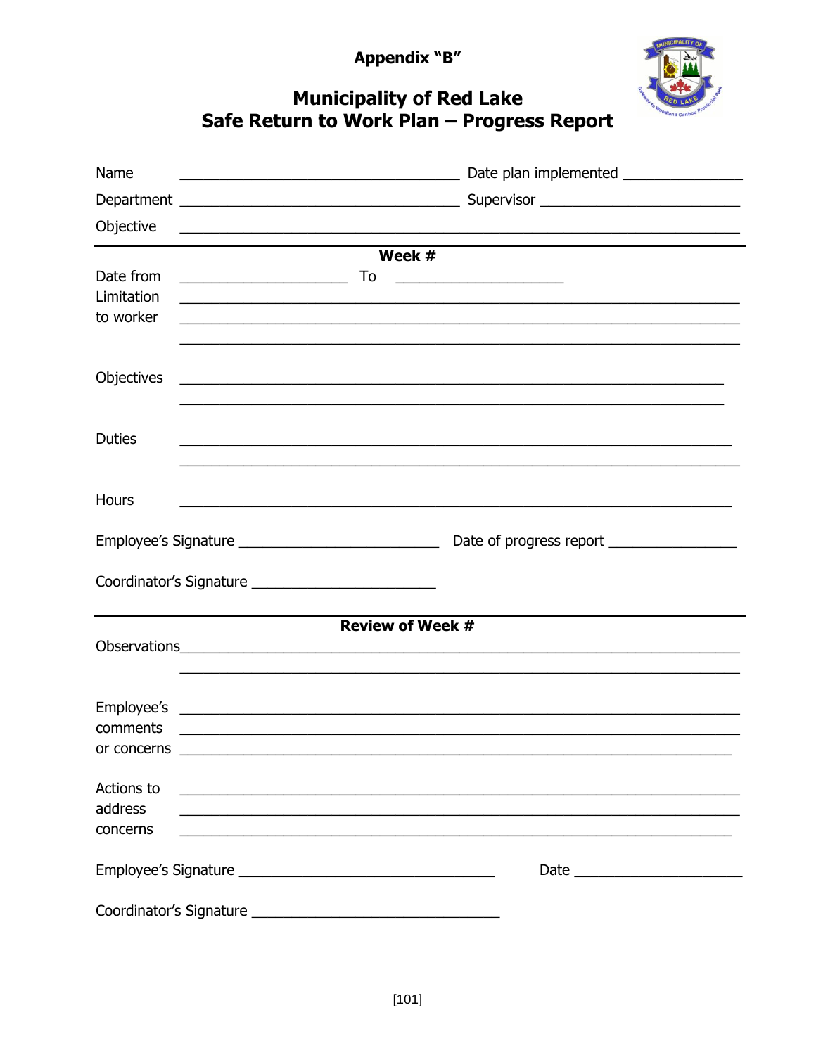**Appendix "B"**

# Municipality of Red Lake
## Safe Return to Work Plan – Progress Report

Name ____________________________________ Date plan implemented _______________

Department ____________________________________ Supervisor ________________________

Objective ______________________________________________________________________

---

**Week #**

Date from ______________________ To ______________________

Limitation to worker ______________________________________________________________________

______________________________________________________________________

______________________________________________________________________

Objectives ______________________________________________________________________

______________________________________________________________________

Duties ______________________________________________________________________

______________________________________________________________________

Hours ______________________________________________________________________

Employee's Signature __________________________ Date of progress report ________________

Coordinator's Signature ________________________

---

**Review of Week #**

Observations______________________________________________________________________

______________________________________________________________________

Employee's comments or concerns ______________________________________________________________________

______________________________________________________________________

______________________________________________________________________

Actions to address concerns ______________________________________________________________________

______________________________________________________________________

______________________________________________________________________

Employee's Signature _________________________________ Date ______________________

Coordinator's Signature ________________________________